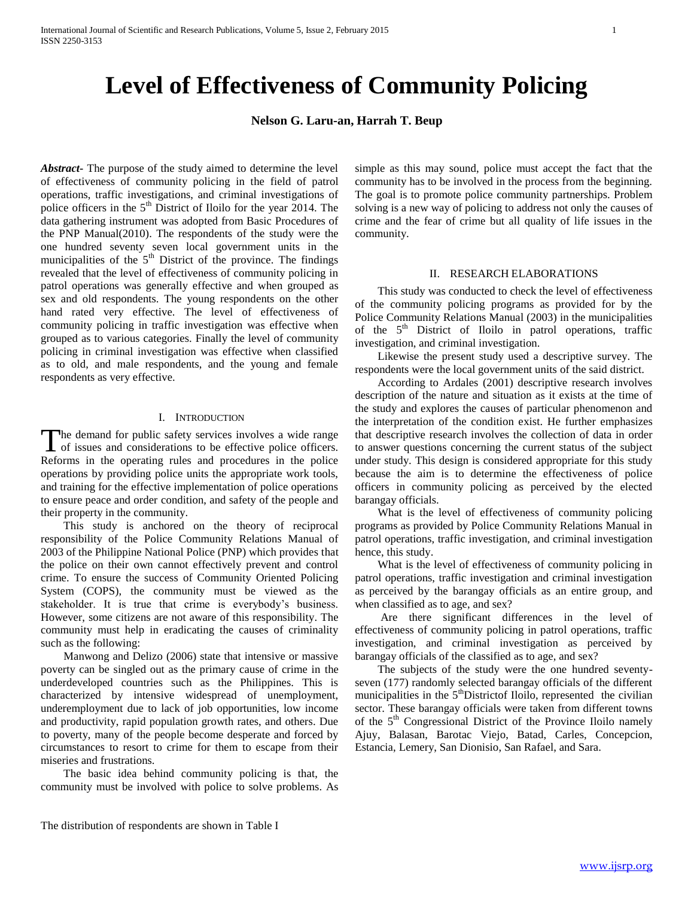# Level of Effectiveness of Community Policing

**Nelson G. Laru-an, Harrah T. Beup**

***Abstract-*** The purpose of the study aimed to determine the level of effectiveness of community policing in the field of patrol operations, traffic investigations, and criminal investigations of police officers in the 5th District of Iloilo for the year 2014. The data gathering instrument was adopted from Basic Procedures of the PNP Manual(2010). The respondents of the study were the one hundred seventy seven local government units in the municipalities of the 5th District of the province. The findings revealed that the level of effectiveness of community policing in patrol operations was generally effective and when grouped as sex and old respondents. The young respondents on the other hand rated very effective. The level of effectiveness of community policing in traffic investigation was effective when grouped as to various categories. Finally the level of community policing in criminal investigation was effective when classified as to old, and male respondents, and the young and female respondents as very effective.

## I. Introduction

The demand for public safety services involves a wide range of issues and considerations to be effective police officers. Reforms in the operating rules and procedures in the police operations by providing police units the appropriate work tools, and training for the effective implementation of police operations to ensure peace and order condition, and safety of the people and their property in the community.

This study is anchored on the theory of reciprocal responsibility of the Police Community Relations Manual of 2003 of the Philippine National Police (PNP) which provides that the police on their own cannot effectively prevent and control crime. To ensure the success of Community Oriented Policing System (COPS), the community must be viewed as the stakeholder. It is true that crime is everybody's business. However, some citizens are not aware of this responsibility. The community must help in eradicating the causes of criminality such as the following:

Manwong and Delizo (2006) state that intensive or massive poverty can be singled out as the primary cause of crime in the underdeveloped countries such as the Philippines. This is characterized by intensive widespread of unemployment, underemployment due to lack of job opportunities, low income and productivity, rapid population growth rates, and others. Due to poverty, many of the people become desperate and forced by circumstances to resort to crime for them to escape from their miseries and frustrations.

The basic idea behind community policing is that, the community must be involved with police to solve problems. As simple as this may sound, police must accept the fact that the community has to be involved in the process from the beginning. The goal is to promote police community partnerships. Problem solving is a new way of policing to address not only the causes of crime and the fear of crime but all quality of life issues in the community.

## II. Research Elaborations

This study was conducted to check the level of effectiveness of the community policing programs as provided for by the Police Community Relations Manual (2003) in the municipalities of the 5th District of Iloilo in patrol operations, traffic investigation, and criminal investigation.

Likewise the present study used a descriptive survey. The respondents were the local government units of the said district.

According to Ardales (2001) descriptive research involves description of the nature and situation as it exists at the time of the study and explores the causes of particular phenomenon and the interpretation of the condition exist. He further emphasizes that descriptive research involves the collection of data in order to answer questions concerning the current status of the subject under study. This design is considered appropriate for this study because the aim is to determine the effectiveness of police officers in community policing as perceived by the elected barangay officials.

What is the level of effectiveness of community policing programs as provided by Police Community Relations Manual in patrol operations, traffic investigation, and criminal investigation hence, this study.

What is the level of effectiveness of community policing in patrol operations, traffic investigation and criminal investigation as perceived by the barangay officials as an entire group, and when classified as to age, and sex?

Are there significant differences in the level of effectiveness of community policing in patrol operations, traffic investigation, and criminal investigation as perceived by barangay officials of the classified as to age, and sex?

The subjects of the study were the one hundred seventy-seven (177) randomly selected barangay officials of the different municipalities in the 5thDistrictof Iloilo, represented the civilian sector. These barangay officials were taken from different towns of the 5th Congressional District of the Province Iloilo namely Ajuy, Balasan, Barotac Viejo, Batad, Carles, Concepcion, Estancia, Lemery, San Dionisio, San Rafael, and Sara.

The distribution of respondents are shown in Table I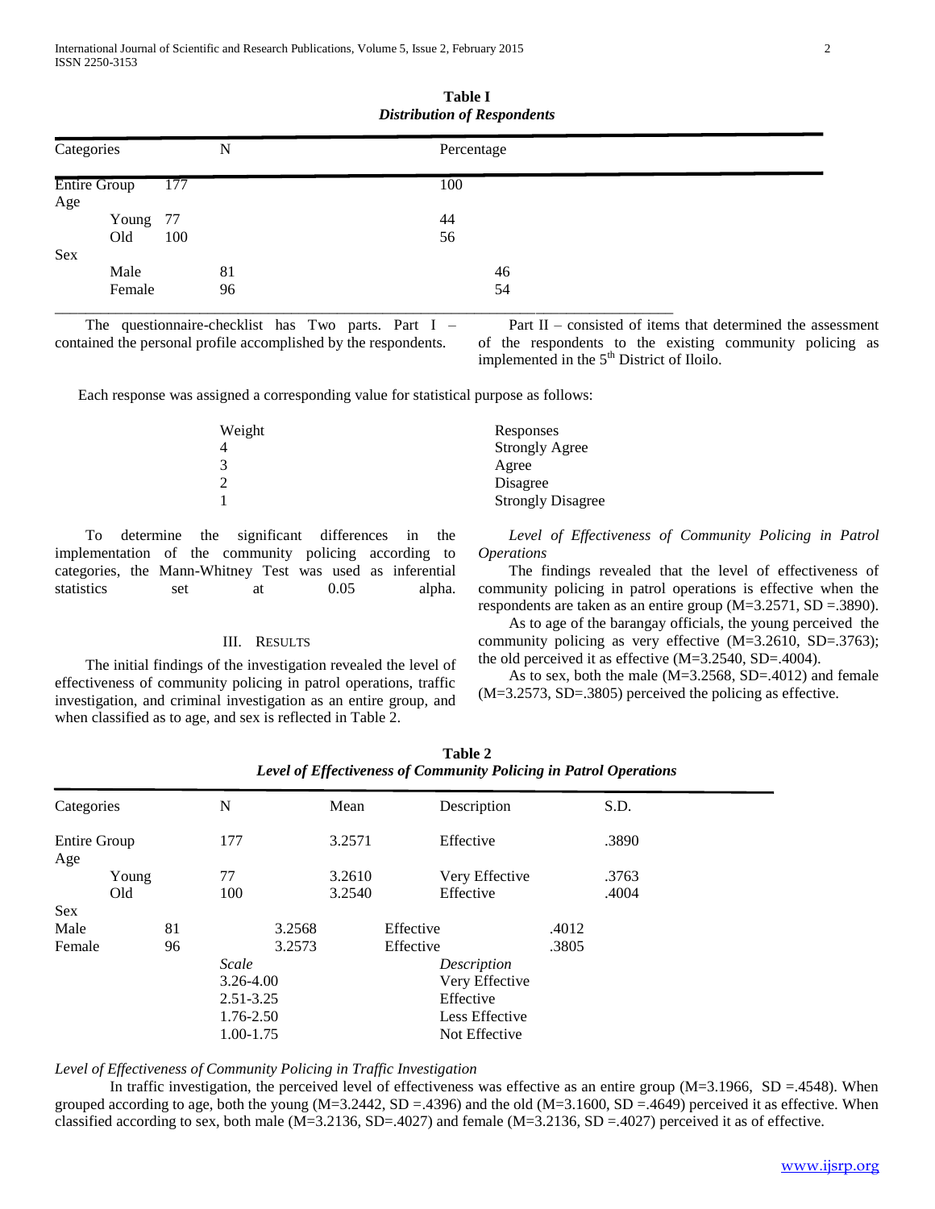**Table I**
*Distribution of Respondents*

| Categories | N | Percentage |
|---|---|---|
| Entire Group | 177 | 100 |
| Age | | |
| Young | 77 | 44 |
| Old | 100 | 56 |
| Sex | | |
| Male | 81 | 46 |
| Female | 96 | 54 |

The questionnaire-checklist has Two parts. Part I – contained the personal profile accomplished by the respondents.

Part II – consisted of items that determined the assessment of the respondents to the existing community policing as implemented in the 5th District of Iloilo.

Each response was assigned a corresponding value for statistical purpose as follows:

| Weight | Responses |
|---|---|
| 4 | Strongly Agree |
| 3 | Agree |
| 2 | Disagree |
| 1 | Strongly Disagree |

To determine the significant differences in the implementation of the community policing according to categories, the Mann-Whitney Test was used as inferential statistics set at 0.05 alpha.

## III. Results

The initial findings of the investigation revealed the level of effectiveness of community policing in patrol operations, traffic investigation, and criminal investigation as an entire group, and when classified as to age, and sex is reflected in Table 2.

*Level of Effectiveness of Community Policing in Patrol Operations*

The findings revealed that the level of effectiveness of community policing in patrol operations is effective when the respondents are taken as an entire group (M=3.2571, SD =.3890).

As to age of the barangay officials, the young perceived the community policing as very effective (M=3.2610, SD=.3763); the old perceived it as effective (M=3.2540, SD=.4004).

As to sex, both the male (M=3.2568, SD=.4012) and female (M=3.2573, SD=.3805) perceived the policing as effective.

**Table 2**
*Level of Effectiveness of Community Policing in Patrol Operations*

| Categories | N | Mean | Description | S.D. |
|---|---|---|---|---|
| Entire Group | 177 | 3.2571 | Effective | .3890 |
| Age | | | | |
| Young | 77 | 3.2610 | Very Effective | .3763 |
| Old | 100 | 3.2540 | Effective | .4004 |
| Sex | | | | |
| Male | 81 | 3.2568 | Effective | .4012 |
| Female | 96 | 3.2573 | Effective | .3805 |

| *Scale* | *Description* |
|---|---|
| 3.26-4.00 | Very Effective |
| 2.51-3.25 | Effective |
| 1.76-2.50 | Less Effective |
| 1.00-1.75 | Not Effective |

*Level of Effectiveness of Community Policing in Traffic Investigation*

In traffic investigation, the perceived level of effectiveness was effective as an entire group (M=3.1966, SD =.4548). When grouped according to age, both the young (M=3.2442, SD =.4396) and the old (M=3.1600, SD =.4649) perceived it as effective. When classified according to sex, both male (M=3.2136, SD=.4027) and female (M=3.2136, SD =.4027) perceived it as of effective.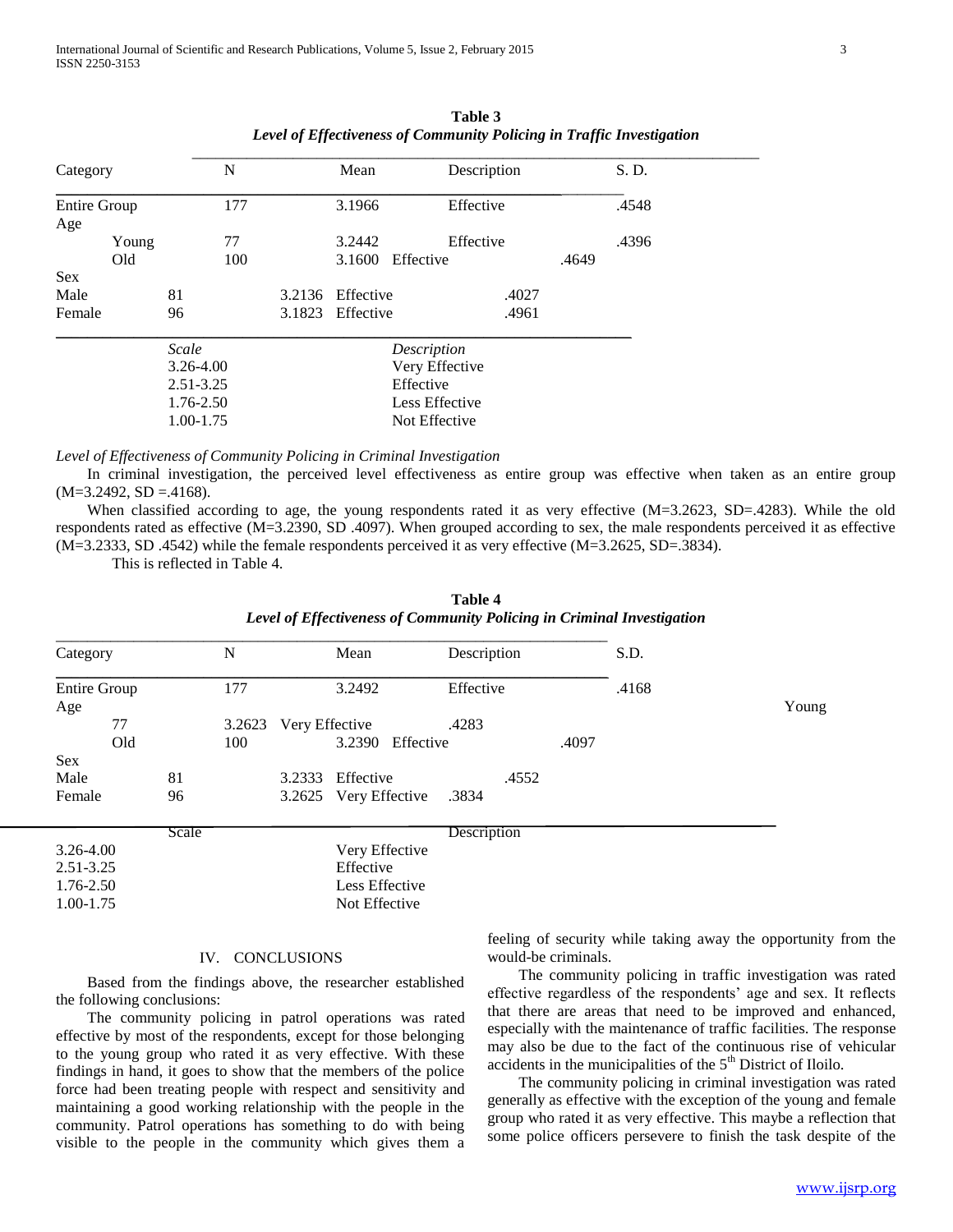**Table 3**
***Level of Effectiveness of Community Policing in Traffic Investigation***

| Category | N | Mean | Description | S. D. |
| --- | --- | --- | --- | --- |
| Entire Group | 177 | 3.1966 | Effective | .4548 |
| Age | | | | |
| Young | 77 | 3.2442 | Effective | .4396 |
| Old | 100 | 3.1600 | Effective | .4649 |
| Sex | | | | |
| Male | 81 | 3.2136 | Effective | .4027 |
| Female | 96 | 3.1823 | Effective | .4961 |

| *Scale* | *Description* |
| --- | --- |
| 3.26-4.00 | Very Effective |
| 2.51-3.25 | Effective |
| 1.76-2.50 | Less Effective |
| 1.00-1.75 | Not Effective |

*Level of Effectiveness of Community Policing in Criminal Investigation*

In criminal investigation, the perceived level effectiveness as entire group was effective when taken as an entire group (M=3.2492, SD =.4168).

When classified according to age, the young respondents rated it as very effective (M=3.2623, SD=.4283). While the old respondents rated as effective (M=3.2390, SD .4097). When grouped according to sex, the male respondents perceived it as effective (M=3.2333, SD .4542) while the female respondents perceived it as very effective (M=3.2625, SD=.3834).

This is reflected in Table 4.

**Table 4**
***Level of Effectiveness of Community Policing in Criminal Investigation***

| Category | N | Mean | Description | S.D. |
| --- | --- | --- | --- | --- |
| Entire Group | 177 | 3.2492 | Effective | .4168 |
| Age | | | | |
| Young | 77 | 3.2623 | Very Effective | .4283 |
| Old | 100 | 3.2390 | Effective | .4097 |
| Sex | | | | |
| Male | 81 | 3.2333 | Effective | .4552 |
| Female | 96 | 3.2625 | Very Effective | .3834 |

| Scale | Description |
| --- | --- |
| 3.26-4.00 | Very Effective |
| 2.51-3.25 | Effective |
| 1.76-2.50 | Less Effective |
| 1.00-1.75 | Not Effective |

## IV. CONCLUSIONS

Based from the findings above, the researcher established the following conclusions:

The community policing in patrol operations was rated effective by most of the respondents, except for those belonging to the young group who rated it as very effective. With these findings in hand, it goes to show that the members of the police force had been treating people with respect and sensitivity and maintaining a good working relationship with the people in the community. Patrol operations has something to do with being visible to the people in the community which gives them a feeling of security while taking away the opportunity from the would-be criminals.

The community policing in traffic investigation was rated effective regardless of the respondents' age and sex. It reflects that there are areas that need to be improved and enhanced, especially with the maintenance of traffic facilities. The response may also be due to the fact of the continuous rise of vehicular accidents in the municipalities of the 5th District of Iloilo.

The community policing in criminal investigation was rated generally as effective with the exception of the young and female group who rated it as very effective. This maybe a reflection that some police officers persevere to finish the task despite of the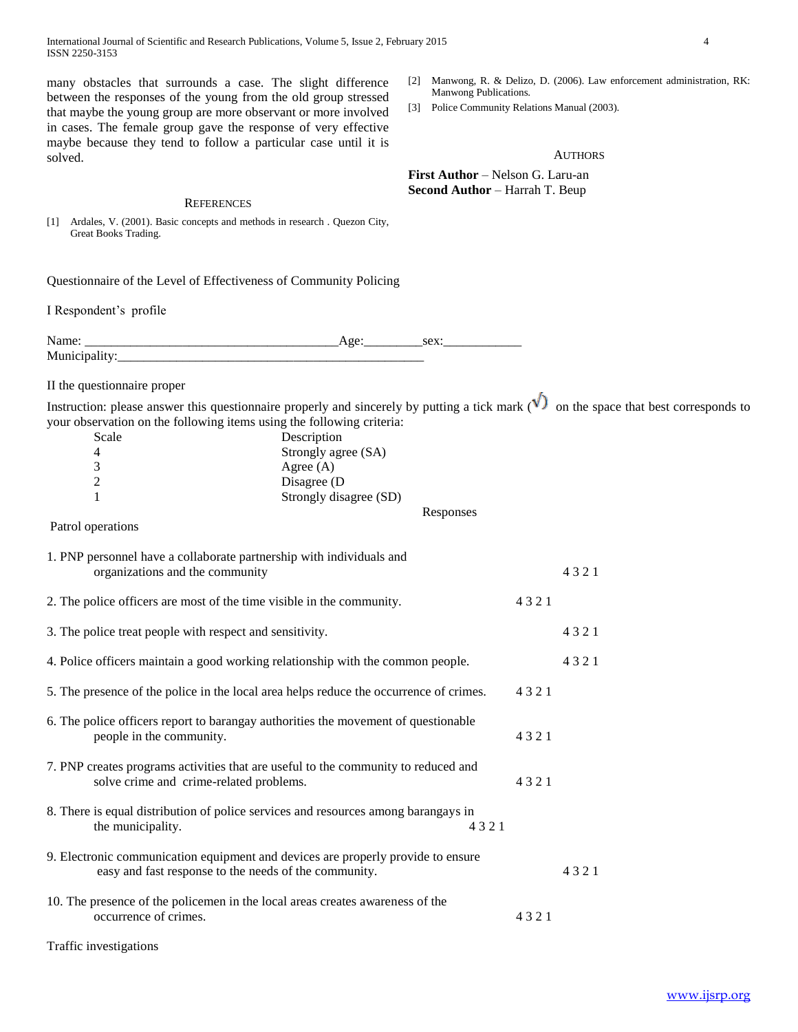many obstacles that surrounds a case. The slight difference between the responses of the young from the old group stressed that maybe the young group are more observant or more involved in cases. The female group gave the response of very effective maybe because they tend to follow a particular case until it is solved.

## References

[1] Ardales, V. (2001). Basic concepts and methods in research . Quezon City, Great Books Trading.

[2] Manwong, R. & Delizo, D. (2006). Law enforcement administration, RK: Manwong Publications.

[3] Police Community Relations Manual (2003).

## Authors

**First Author** – Nelson G. Laru-an

**Second Author** – Harrah T. Beup

Questionnaire of the Level of Effectiveness of Community Policing

I Respondent's profile

Name: ______________________________________Age:_________sex:____________

Municipality:_________________________________________________

II the questionnaire proper

Instruction: please answer this questionnaire properly and sincerely by putting a tick mark (√) on the space that best corresponds to your observation on the following items using the following criteria:

| Scale | Description |
|---|---|
| 4 | Strongly agree (SA) |
| 3 | Agree (A) |
| 2 | Disagree (D |
| 1 | Strongly disagree (SD) |

Responses

Patrol operations

| Item | Responses |
|---|---|
| 1. PNP personnel have a collaborate partnership with individuals and organizations and the community | 4 3 2 1 |
| 2. The police officers are most of the time visible in the community. | 4 3 2 1 |
| 3. The police treat people with respect and sensitivity. | 4 3 2 1 |
| 4. Police officers maintain a good working relationship with the common people. | 4 3 2 1 |
| 5. The presence of the police in the local area helps reduce the occurrence of crimes. | 4 3 2 1 |
| 6. The police officers report to barangay authorities the movement of questionable people in the community. | 4 3 2 1 |
| 7. PNP creates programs activities that are useful to the community to reduced and solve crime and crime-related problems. | 4 3 2 1 |
| 8. There is equal distribution of police services and resources among barangays in the municipality. | 4 3 2 1 |
| 9. Electronic communication equipment and devices are properly provide to ensure easy and fast response to the needs of the community. | 4 3 2 1 |
| 10. The presence of the policemen in the local areas creates awareness of the occurrence of crimes. | 4 3 2 1 |

Traffic investigations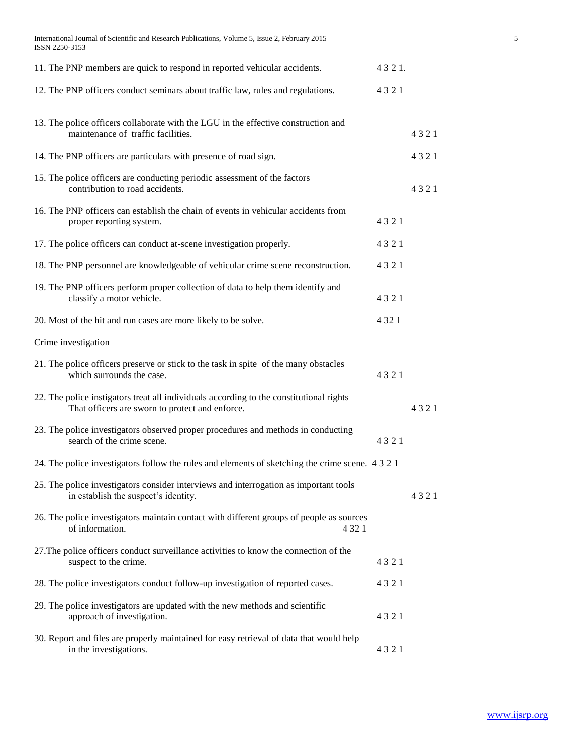11. The PNP members are quick to respond in reported vehicular accidents. 4 3 2 1.

12. The PNP officers conduct seminars about traffic law, rules and regulations. 4 3 2 1

13. The police officers collaborate with the LGU in the effective construction and maintenance of traffic facilities. 4 3 2 1

14. The PNP officers are particulars with presence of road sign. 4 3 2 1

15. The police officers are conducting periodic assessment of the factors contribution to road accidents. 4 3 2 1

16. The PNP officers can establish the chain of events in vehicular accidents from proper reporting system. 4 3 2 1

17. The police officers can conduct at-scene investigation properly. 4 3 2 1

18. The PNP personnel are knowledgeable of vehicular crime scene reconstruction. 4 3 2 1

19. The PNP officers perform proper collection of data to help them identify and classify a motor vehicle. 4 3 2 1

20. Most of the hit and run cases are more likely to be solve. 4 32 1

Crime investigation

21. The police officers preserve or stick to the task in spite of the many obstacles which surrounds the case. 4 3 2 1

22. The police instigators treat all individuals according to the constitutional rights That officers are sworn to protect and enforce. 4 3 2 1

23. The police investigators observed proper procedures and methods in conducting search of the crime scene. 4 3 2 1

24. The police investigators follow the rules and elements of sketching the crime scene. 4 3 2 1

25. The police investigators consider interviews and interrogation as important tools in establish the suspect's identity. 4 3 2 1

26. The police investigators maintain contact with different groups of people as sources of information. 4 32 1

27.The police officers conduct surveillance activities to know the connection of the suspect to the crime. 4 3 2 1

28. The police investigators conduct follow-up investigation of reported cases. 4 3 2 1

29. The police investigators are updated with the new methods and scientific approach of investigation. 4 3 2 1

30. Report and files are properly maintained for easy retrieval of data that would help in the investigations. 4 3 2 1